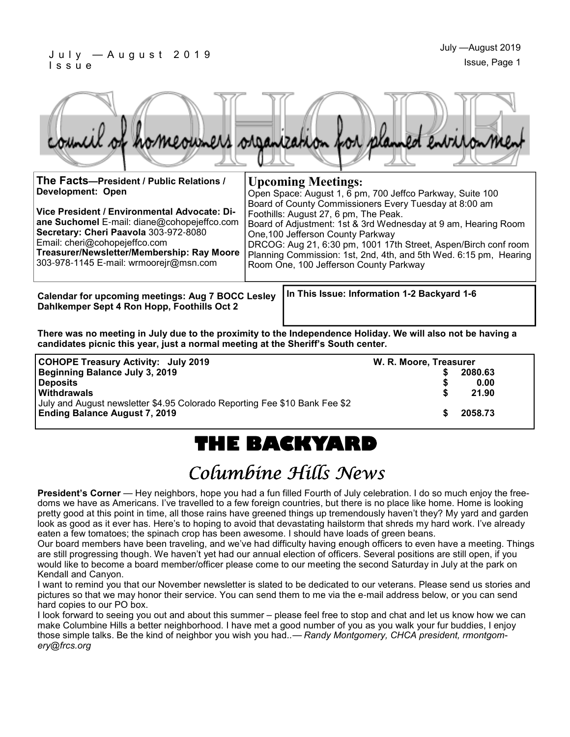# COHOPE

council of homeowners organization for planned environment

**The Facts—President / Public Relations / Development: Open**

**Vice President / Environmental Advocate: Diane Suchomel** E-mail: diane@cohopejeffco.com
**Secretary: Cheri Paavola** 303-972-8080
Email: cheri@cohopejeffco.com
**Treasurer/Newsletter/Membership: Ray Moore** 303-978-1145 E-mail: wrmoorejr@msn.com

## Upcoming Meetings:

Open Space: August 1, 6 pm, 700 Jeffco Parkway, Suite 100
Board of County Commissioners Every Tuesday at 8:00 am
Foothills: August 27, 6 pm, The Peak.
Board of Adjustment: 1st & 3rd Wednesday at 9 am, Hearing Room One,100 Jefferson County Parkway
DRCOG: Aug 21, 6:30 pm, 1001 17th Street, Aspen/Birch conf room
Planning Commission: 1st, 2nd, 4th, and 5th Wed. 6:15 pm, Hearing Room One, 100 Jefferson County Parkway

**Calendar for upcoming meetings: Aug 7 BOCC Lesley Dahlkemper Sept 4 Ron Hopp, Foothills Oct 2**

**In This Issue: Information 1-2 Backyard 1-6**

**There was no meeting in July due to the proximity to the Independence Holiday. We will also not be having a candidates picnic this year, just a normal meeting at the Sheriff's South center.**

| | |
|---|---|
| **COHOPE Treasury Activity: July 2019** | **W. R. Moore, Treasurer** |
| **Beginning Balance July 3, 2019** | **$ 2080.63** |
| **Deposits** | **$ 0.00** |
| **Withdrawals** | **$ 21.90** |
| July and August newsletter $4.95 Colorado Reporting Fee $10 Bank Fee $2 | |
| **Ending Balance August 7, 2019** | **$ 2058.73** |

# THE BACKYARD

## *Columbine Hills News*

**President's Corner** — Hey neighbors, hope you had a fun filled Fourth of July celebration. I do so much enjoy the freedoms we have as Americans. I've travelled to a few foreign countries, but there is no place like home. Home is looking pretty good at this point in time, all those rains have greened things up tremendously haven't they? My yard and garden look as good as it ever has. Here's to hoping to avoid that devastating hailstorm that shreds my hard work. I've already eaten a few tomatoes; the spinach crop has been awesome. I should have loads of green beans.

Our board members have been traveling, and we've had difficulty having enough officers to even have a meeting. Things are still progressing though. We haven't yet had our annual election of officers. Several positions are still open, if you would like to become a board member/officer please come to our meeting the second Saturday in July at the park on Kendall and Canyon.

I want to remind you that our November newsletter is slated to be dedicated to our veterans. Please send us stories and pictures so that we may honor their service. You can send them to me via the e-mail address below, or you can send hard copies to our PO box.

I look forward to seeing you out and about this summer – please feel free to stop and chat and let us know how we can make Columbine Hills a better neighborhood. I have met a good number of you as you walk your fur buddies, I enjoy those simple talks. Be the kind of neighbor you wish you had..*— Randy Montgomery, CHCA president, rmontgomery@frcs.org*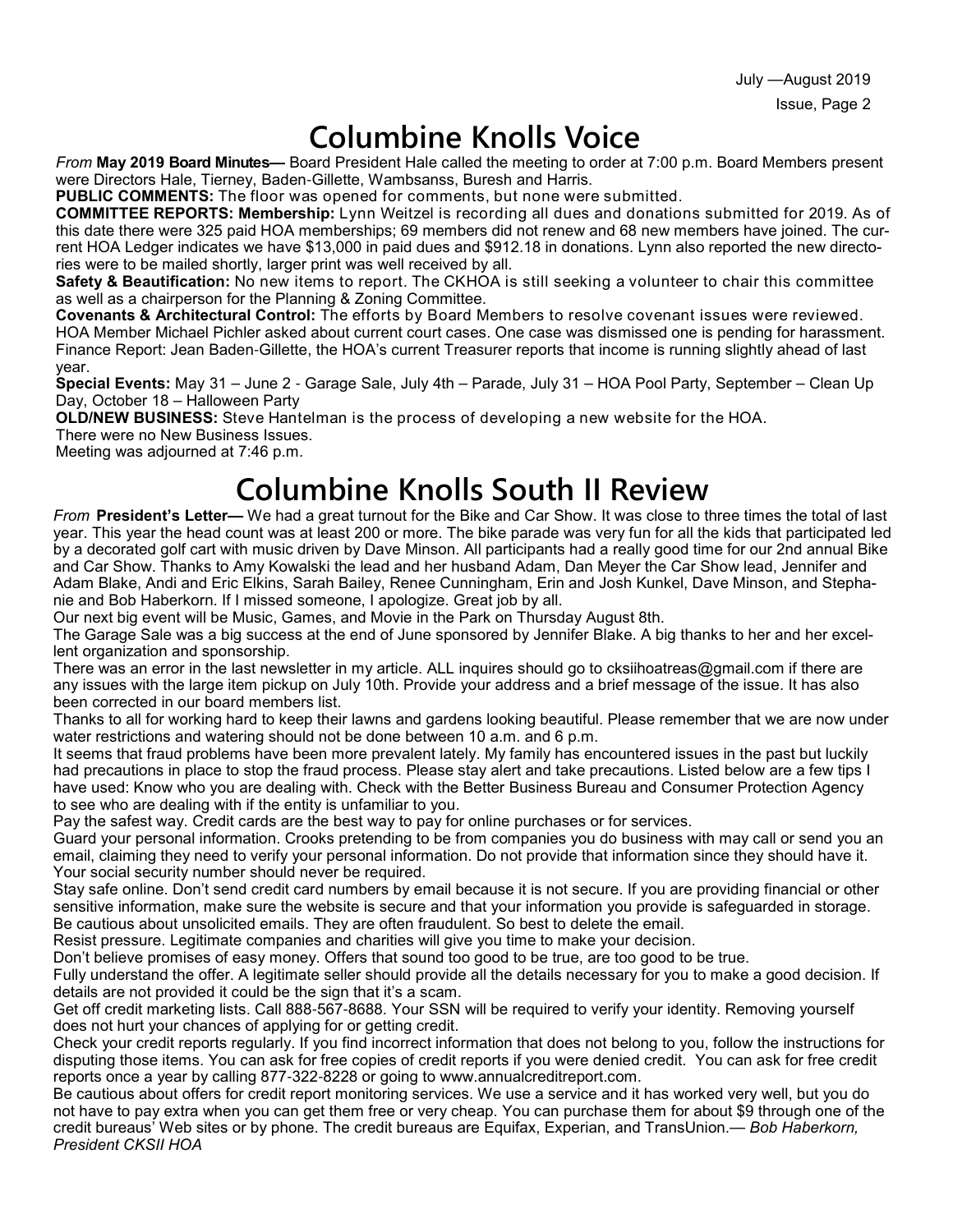# Columbine Knolls Voice

*From* **May 2019 Board Minutes—** Board President Hale called the meeting to order at 7:00 p.m. Board Members present were Directors Hale, Tierney, Baden-Gillette, Wambsanss, Buresh and Harris.

**PUBLIC COMMENTS:** The floor was opened for comments, but none were submitted.

**COMMITTEE REPORTS: Membership:** Lynn Weitzel is recording all dues and donations submitted for 2019. As of this date there were 325 paid HOA memberships; 69 members did not renew and 68 new members have joined. The current HOA Ledger indicates we have $13,000 in paid dues and $912.18 in donations. Lynn also reported the new directories were to be mailed shortly, larger print was well received by all.

**Safety & Beautification:** No new items to report. The CKHOA is still seeking a volunteer to chair this committee as well as a chairperson for the Planning & Zoning Committee.

**Covenants & Architectural Control:** The efforts by Board Members to resolve covenant issues were reviewed. HOA Member Michael Pichler asked about current court cases. One case was dismissed one is pending for harassment. Finance Report: Jean Baden-Gillette, the HOA's current Treasurer reports that income is running slightly ahead of last year.

**Special Events:** May 31 – June 2 - Garage Sale, July 4th – Parade, July 31 – HOA Pool Party, September – Clean Up Day, October 18 – Halloween Party

**OLD/NEW BUSINESS:** Steve Hantelman is the process of developing a new website for the HOA.

There were no New Business Issues.

Meeting was adjourned at 7:46 p.m.

# Columbine Knolls South II Review

*From* **President's Letter—** We had a great turnout for the Bike and Car Show. It was close to three times the total of last year. This year the head count was at least 200 or more. The bike parade was very fun for all the kids that participated led by a decorated golf cart with music driven by Dave Minson. All participants had a really good time for our 2nd annual Bike and Car Show. Thanks to Amy Kowalski the lead and her husband Adam, Dan Meyer the Car Show lead, Jennifer and Adam Blake, Andi and Eric Elkins, Sarah Bailey, Renee Cunningham, Erin and Josh Kunkel, Dave Minson, and Stephanie and Bob Haberkorn. If I missed someone, I apologize. Great job by all.

Our next big event will be Music, Games, and Movie in the Park on Thursday August 8th.

The Garage Sale was a big success at the end of June sponsored by Jennifer Blake. A big thanks to her and her excellent organization and sponsorship.

There was an error in the last newsletter in my article. ALL inquires should go to cksiihoatreas@gmail.com if there are any issues with the large item pickup on July 10th. Provide your address and a brief message of the issue. It has also been corrected in our board members list.

Thanks to all for working hard to keep their lawns and gardens looking beautiful. Please remember that we are now under water restrictions and watering should not be done between 10 a.m. and 6 p.m.

It seems that fraud problems have been more prevalent lately. My family has encountered issues in the past but luckily had precautions in place to stop the fraud process. Please stay alert and take precautions. Listed below are a few tips I have used: Know who you are dealing with. Check with the Better Business Bureau and Consumer Protection Agency to see who are dealing with if the entity is unfamiliar to you.

Pay the safest way. Credit cards are the best way to pay for online purchases or for services.

Guard your personal information. Crooks pretending to be from companies you do business with may call or send you an email, claiming they need to verify your personal information. Do not provide that information since they should have it. Your social security number should never be required.

Stay safe online. Don't send credit card numbers by email because it is not secure. If you are providing financial or other sensitive information, make sure the website is secure and that your information you provide is safeguarded in storage. Be cautious about unsolicited emails. They are often fraudulent. So best to delete the email.

Resist pressure. Legitimate companies and charities will give you time to make your decision.

Don't believe promises of easy money. Offers that sound too good to be true, are too good to be true.

Fully understand the offer. A legitimate seller should provide all the details necessary for you to make a good decision. If details are not provided it could be the sign that it's a scam.

Get off credit marketing lists. Call 888-567-8688. Your SSN will be required to verify your identity. Removing yourself does not hurt your chances of applying for or getting credit.

Check your credit reports regularly. If you find incorrect information that does not belong to you, follow the instructions for disputing those items. You can ask for free copies of credit reports if you were denied credit. You can ask for free credit reports once a year by calling 877-322-8228 or going to www.annualcreditreport.com.

Be cautious about offers for credit report monitoring services. We use a service and it has worked very well, but you do not have to pay extra when you can get them free or very cheap. You can purchase them for about $9 through one of the credit bureaus' Web sites or by phone. The credit bureaus are Equifax, Experian, and TransUnion.— *Bob Haberkorn, President CKSII HOA*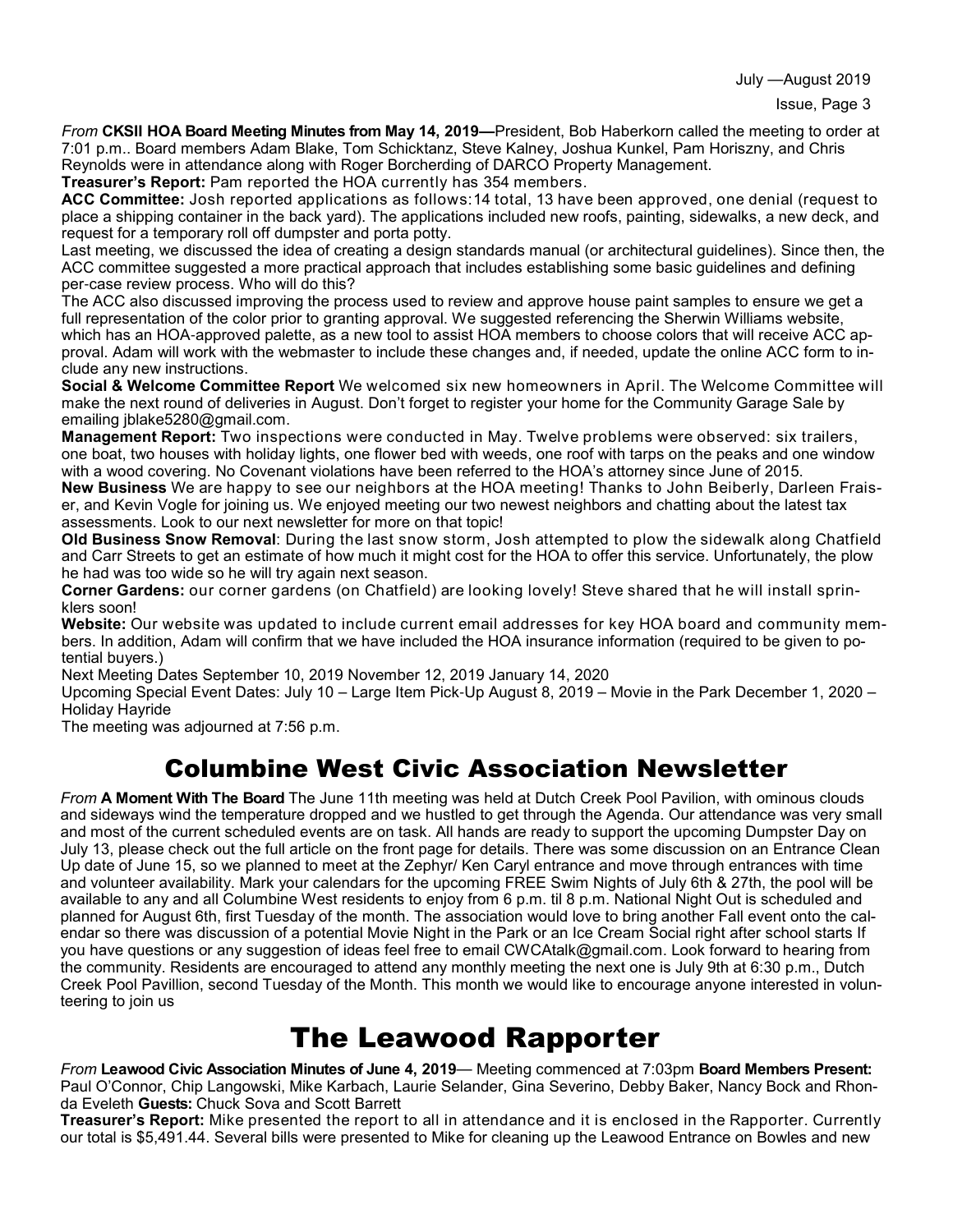*From* **CKSII HOA Board Meeting Minutes from May 14, 2019—**President, Bob Haberkorn called the meeting to order at 7:01 p.m.. Board members Adam Blake, Tom Schicktanz, Steve Kalney, Joshua Kunkel, Pam Horiszny, and Chris Reynolds were in attendance along with Roger Borcherding of DARCO Property Management.

**Treasurer's Report:** Pam reported the HOA currently has 354 members.

**ACC Committee:** Josh reported applications as follows:14 total, 13 have been approved, one denial (request to place a shipping container in the back yard). The applications included new roofs, painting, sidewalks, a new deck, and request for a temporary roll off dumpster and porta potty.

Last meeting, we discussed the idea of creating a design standards manual (or architectural guidelines). Since then, the ACC committee suggested a more practical approach that includes establishing some basic guidelines and defining per-case review process. Who will do this?

The ACC also discussed improving the process used to review and approve house paint samples to ensure we get a full representation of the color prior to granting approval. We suggested referencing the Sherwin Williams website, which has an HOA-approved palette, as a new tool to assist HOA members to choose colors that will receive ACC approval. Adam will work with the webmaster to include these changes and, if needed, update the online ACC form to include any new instructions.

**Social & Welcome Committee Report** We welcomed six new homeowners in April. The Welcome Committee will make the next round of deliveries in August. Don't forget to register your home for the Community Garage Sale by emailing jblake5280@gmail.com.

**Management Report:** Two inspections were conducted in May. Twelve problems were observed: six trailers, one boat, two houses with holiday lights, one flower bed with weeds, one roof with tarps on the peaks and one window with a wood covering. No Covenant violations have been referred to the HOA's attorney since June of 2015.

**New Business** We are happy to see our neighbors at the HOA meeting! Thanks to John Beiberly, Darleen Fraiser, and Kevin Vogle for joining us. We enjoyed meeting our two newest neighbors and chatting about the latest tax assessments. Look to our next newsletter for more on that topic!

**Old Business Snow Removal**: During the last snow storm, Josh attempted to plow the sidewalk along Chatfield and Carr Streets to get an estimate of how much it might cost for the HOA to offer this service. Unfortunately, the plow he had was too wide so he will try again next season.

**Corner Gardens:** our corner gardens (on Chatfield) are looking lovely! Steve shared that he will install sprinklers soon!

**Website:** Our website was updated to include current email addresses for key HOA board and community members. In addition, Adam will confirm that we have included the HOA insurance information (required to be given to potential buyers.)

Next Meeting Dates September 10, 2019 November 12, 2019 January 14, 2020

Upcoming Special Event Dates: July 10 – Large Item Pick-Up August 8, 2019 – Movie in the Park December 1, 2020 – Holiday Hayride

The meeting was adjourned at 7:56 p.m.

# Columbine West Civic Association Newsletter

*From* **A Moment With The Board** The June 11th meeting was held at Dutch Creek Pool Pavilion, with ominous clouds and sideways wind the temperature dropped and we hustled to get through the Agenda. Our attendance was very small and most of the current scheduled events are on task. All hands are ready to support the upcoming Dumpster Day on July 13, please check out the full article on the front page for details. There was some discussion on an Entrance Clean Up date of June 15, so we planned to meet at the Zephyr/ Ken Caryl entrance and move through entrances with time and volunteer availability. Mark your calendars for the upcoming FREE Swim Nights of July 6th & 27th, the pool will be available to any and all Columbine West residents to enjoy from 6 p.m. til 8 p.m. National Night Out is scheduled and planned for August 6th, first Tuesday of the month. The association would love to bring another Fall event onto the calendar so there was discussion of a potential Movie Night in the Park or an Ice Cream Social right after school starts If you have questions or any suggestion of ideas feel free to email CWCAtalk@gmail.com. Look forward to hearing from the community. Residents are encouraged to attend any monthly meeting the next one is July 9th at 6:30 p.m., Dutch Creek Pool Pavillion, second Tuesday of the Month. This month we would like to encourage anyone interested in volunteering to join us

# The Leawood Rapporter

*From* **Leawood Civic Association Minutes of June 4, 2019**— Meeting commenced at 7:03pm **Board Members Present:** Paul O'Connor, Chip Langowski, Mike Karbach, Laurie Selander, Gina Severino, Debby Baker, Nancy Bock and Rhonda Eveleth **Guests:** Chuck Sova and Scott Barrett

**Treasurer's Report:** Mike presented the report to all in attendance and it is enclosed in the Rapporter. Currently our total is $5,491.44. Several bills were presented to Mike for cleaning up the Leawood Entrance on Bowles and new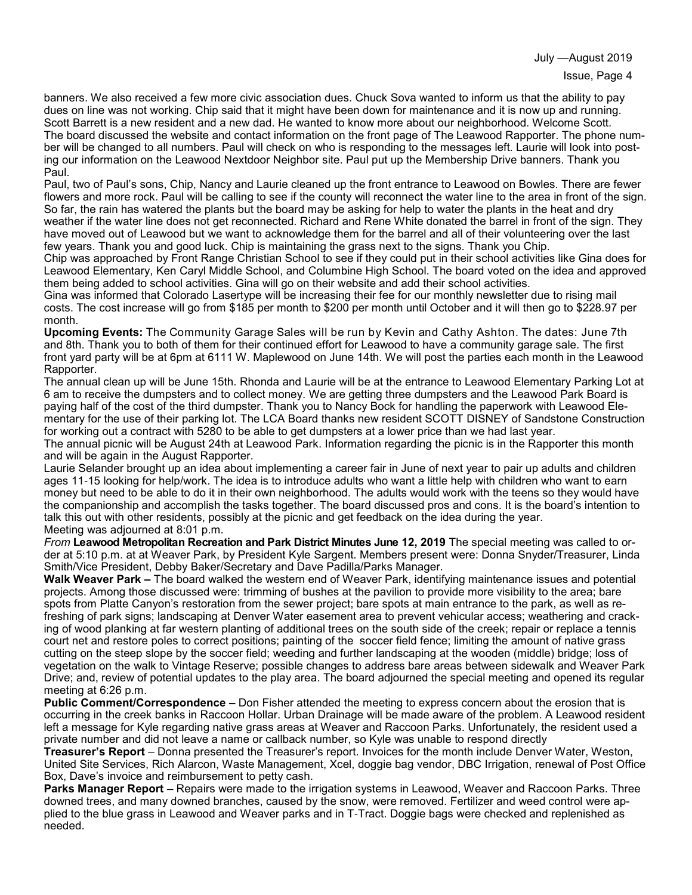banners. We also received a few more civic association dues. Chuck Sova wanted to inform us that the ability to pay dues on line was not working. Chip said that it might have been down for maintenance and it is now up and running. Scott Barrett is a new resident and a new dad. He wanted to know more about our neighborhood. Welcome Scott. The board discussed the website and contact information on the front page of The Leawood Rapporter. The phone number will be changed to all numbers. Paul will check on who is responding to the messages left. Laurie will look into posting our information on the Leawood Nextdoor Neighbor site. Paul put up the Membership Drive banners. Thank you Paul.

Paul, two of Paul's sons, Chip, Nancy and Laurie cleaned up the front entrance to Leawood on Bowles. There are fewer flowers and more rock. Paul will be calling to see if the county will reconnect the water line to the area in front of the sign. So far, the rain has watered the plants but the board may be asking for help to water the plants in the heat and dry weather if the water line does not get reconnected. Richard and Rene White donated the barrel in front of the sign. They have moved out of Leawood but we want to acknowledge them for the barrel and all of their volunteering over the last few years. Thank you and good luck. Chip is maintaining the grass next to the signs. Thank you Chip.

Chip was approached by Front Range Christian School to see if they could put in their school activities like Gina does for Leawood Elementary, Ken Caryl Middle School, and Columbine High School. The board voted on the idea and approved them being added to school activities. Gina will go on their website and add their school activities.

Gina was informed that Colorado Lasertype will be increasing their fee for our monthly newsletter due to rising mail costs. The cost increase will go from $185 per month to $200 per month until October and it will then go to $228.97 per month.

**Upcoming Events:** The Community Garage Sales will be run by Kevin and Cathy Ashton. The dates: June 7th and 8th. Thank you to both of them for their continued effort for Leawood to have a community garage sale. The first front yard party will be at 6pm at 6111 W. Maplewood on June 14th. We will post the parties each month in the Leawood Rapporter.

The annual clean up will be June 15th. Rhonda and Laurie will be at the entrance to Leawood Elementary Parking Lot at 6 am to receive the dumpsters and to collect money. We are getting three dumpsters and the Leawood Park Board is paying half of the cost of the third dumpster. Thank you to Nancy Bock for handling the paperwork with Leawood Elementary for the use of their parking lot. The LCA Board thanks new resident SCOTT DISNEY of Sandstone Construction for working out a contract with 5280 to be able to get dumpsters at a lower price than we had last year.

The annual picnic will be August 24th at Leawood Park. Information regarding the picnic is in the Rapporter this month and will be again in the August Rapporter.

Laurie Selander brought up an idea about implementing a career fair in June of next year to pair up adults and children ages 11-15 looking for help/work. The idea is to introduce adults who want a little help with children who want to earn money but need to be able to do it in their own neighborhood. The adults would work with the teens so they would have the companionship and accomplish the tasks together. The board discussed pros and cons. It is the board's intention to talk this out with other residents, possibly at the picnic and get feedback on the idea during the year.

Meeting was adjourned at 8:01 p.m.

*From* **Leawood Metropolitan Recreation and Park District Minutes June 12, 2019** The special meeting was called to order at 5:10 p.m. at at Weaver Park, by President Kyle Sargent. Members present were: Donna Snyder/Treasurer, Linda Smith/Vice President, Debby Baker/Secretary and Dave Padilla/Parks Manager.

**Walk Weaver Park –** The board walked the western end of Weaver Park, identifying maintenance issues and potential projects. Among those discussed were: trimming of bushes at the pavilion to provide more visibility to the area; bare spots from Platte Canyon's restoration from the sewer project; bare spots at main entrance to the park, as well as refreshing of park signs; landscaping at Denver Water easement area to prevent vehicular access; weathering and cracking of wood planking at far western planting of additional trees on the south side of the creek; repair or replace a tennis court net and restore poles to correct positions; painting of the soccer field fence; limiting the amount of native grass cutting on the steep slope by the soccer field; weeding and further landscaping at the wooden (middle) bridge; loss of vegetation on the walk to Vintage Reserve; possible changes to address bare areas between sidewalk and Weaver Park Drive; and, review of potential updates to the play area. The board adjourned the special meeting and opened its regular meeting at 6:26 p.m.

**Public Comment/Correspondence –** Don Fisher attended the meeting to express concern about the erosion that is occurring in the creek banks in Raccoon Hollar. Urban Drainage will be made aware of the problem. A Leawood resident left a message for Kyle regarding native grass areas at Weaver and Raccoon Parks. Unfortunately, the resident used a private number and did not leave a name or callback number, so Kyle was unable to respond directly

**Treasurer's Report** – Donna presented the Treasurer's report. Invoices for the month include Denver Water, Weston, United Site Services, Rich Alarcon, Waste Management, Xcel, doggie bag vendor, DBC Irrigation, renewal of Post Office Box, Dave's invoice and reimbursement to petty cash.

**Parks Manager Report –** Repairs were made to the irrigation systems in Leawood, Weaver and Raccoon Parks. Three downed trees, and many downed branches, caused by the snow, were removed. Fertilizer and weed control were applied to the blue grass in Leawood and Weaver parks and in T-Tract. Doggie bags were checked and replenished as needed.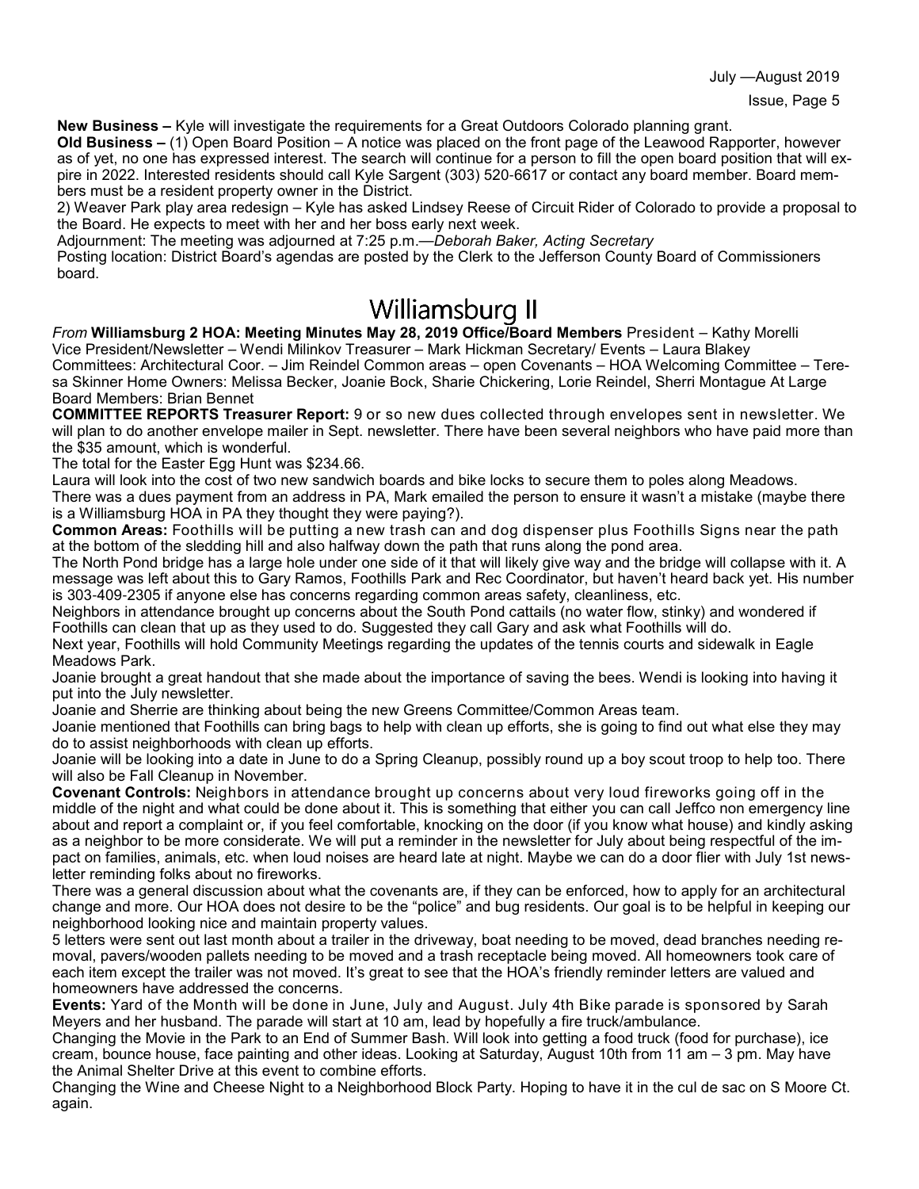**New Business –** Kyle will investigate the requirements for a Great Outdoors Colorado planning grant.

**Old Business –** (1) Open Board Position – A notice was placed on the front page of the Leawood Rapporter, however as of yet, no one has expressed interest. The search will continue for a person to fill the open board position that will expire in 2022. Interested residents should call Kyle Sargent (303) 520-6617 or contact any board member. Board members must be a resident property owner in the District.

2) Weaver Park play area redesign – Kyle has asked Lindsey Reese of Circuit Rider of Colorado to provide a proposal to the Board. He expects to meet with her and her boss early next week.

Adjournment: The meeting was adjourned at 7:25 p.m.—*Deborah Baker, Acting Secretary*

Posting location: District Board's agendas are posted by the Clerk to the Jefferson County Board of Commissioners board.

# Williamsburg II

*From* **Williamsburg 2 HOA: Meeting Minutes May 28, 2019 Office/Board Members** President – Kathy Morelli Vice President/Newsletter – Wendi Milinkov Treasurer – Mark Hickman Secretary/ Events – Laura Blakey Committees: Architectural Coor. – Jim Reindel Common areas – open Covenants – HOA Welcoming Committee – Teresa Skinner Home Owners: Melissa Becker, Joanie Bock, Sharie Chickering, Lorie Reindel, Sherri Montague At Large Board Members: Brian Bennet

**COMMITTEE REPORTS Treasurer Report:** 9 or so new dues collected through envelopes sent in newsletter. We will plan to do another envelope mailer in Sept. newsletter. There have been several neighbors who have paid more than the $35 amount, which is wonderful.

The total for the Easter Egg Hunt was $234.66.

Laura will look into the cost of two new sandwich boards and bike locks to secure them to poles along Meadows.

There was a dues payment from an address in PA, Mark emailed the person to ensure it wasn't a mistake (maybe there is a Williamsburg HOA in PA they thought they were paying?).

**Common Areas:** Foothills will be putting a new trash can and dog dispenser plus Foothills Signs near the path at the bottom of the sledding hill and also halfway down the path that runs along the pond area.

The North Pond bridge has a large hole under one side of it that will likely give way and the bridge will collapse with it. A message was left about this to Gary Ramos, Foothills Park and Rec Coordinator, but haven't heard back yet. His number is 303-409-2305 if anyone else has concerns regarding common areas safety, cleanliness, etc.

Neighbors in attendance brought up concerns about the South Pond cattails (no water flow, stinky) and wondered if Foothills can clean that up as they used to do. Suggested they call Gary and ask what Foothills will do.

Next year, Foothills will hold Community Meetings regarding the updates of the tennis courts and sidewalk in Eagle Meadows Park.

Joanie brought a great handout that she made about the importance of saving the bees. Wendi is looking into having it put into the July newsletter.

Joanie and Sherrie are thinking about being the new Greens Committee/Common Areas team.

Joanie mentioned that Foothills can bring bags to help with clean up efforts, she is going to find out what else they may do to assist neighborhoods with clean up efforts.

Joanie will be looking into a date in June to do a Spring Cleanup, possibly round up a boy scout troop to help too. There will also be Fall Cleanup in November.

**Covenant Controls:** Neighbors in attendance brought up concerns about very loud fireworks going off in the middle of the night and what could be done about it. This is something that either you can call Jeffco non emergency line about and report a complaint or, if you feel comfortable, knocking on the door (if you know what house) and kindly asking as a neighbor to be more considerate. We will put a reminder in the newsletter for July about being respectful of the impact on families, animals, etc. when loud noises are heard late at night. Maybe we can do a door flier with July 1st newsletter reminding folks about no fireworks.

There was a general discussion about what the covenants are, if they can be enforced, how to apply for an architectural change and more. Our HOA does not desire to be the "police" and bug residents. Our goal is to be helpful in keeping our neighborhood looking nice and maintain property values.

5 letters were sent out last month about a trailer in the driveway, boat needing to be moved, dead branches needing removal, pavers/wooden pallets needing to be moved and a trash receptacle being moved. All homeowners took care of each item except the trailer was not moved. It's great to see that the HOA's friendly reminder letters are valued and homeowners have addressed the concerns.

**Events:** Yard of the Month will be done in June, July and August. July 4th Bike parade is sponsored by Sarah Meyers and her husband. The parade will start at 10 am, lead by hopefully a fire truck/ambulance.

Changing the Movie in the Park to an End of Summer Bash. Will look into getting a food truck (food for purchase), ice cream, bounce house, face painting and other ideas. Looking at Saturday, August 10th from 11 am – 3 pm. May have the Animal Shelter Drive at this event to combine efforts.

Changing the Wine and Cheese Night to a Neighborhood Block Party. Hoping to have it in the cul de sac on S Moore Ct. again.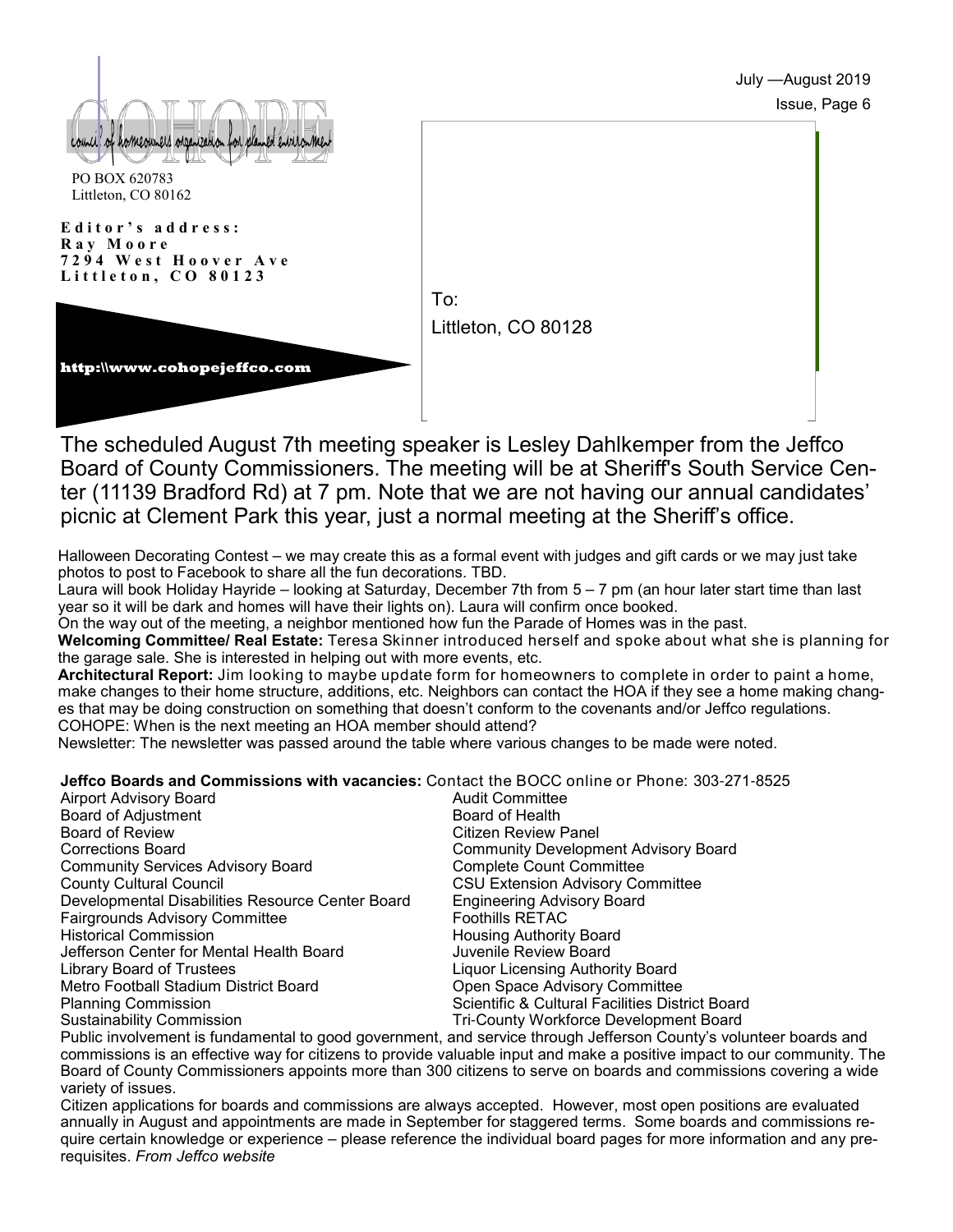COHOPE

council of homeowners organization for planned environment

PO BOX 620783
Littleton, CO 80162

**Editor's address:**
**Ray Moore**
**7294 West Hoover Ave**
**Littleton, CO 80123**

**http:\\www.cohopejeffco.com**

To:

Littleton, CO 80128

The scheduled August 7th meeting speaker is Lesley Dahlkemper from the Jeffco Board of County Commissioners. The meeting will be at Sheriff's South Service Center (11139 Bradford Rd) at 7 pm. Note that we are not having our annual candidates' picnic at Clement Park this year, just a normal meeting at the Sheriff's office.

Halloween Decorating Contest – we may create this as a formal event with judges and gift cards or we may just take photos to post to Facebook to share all the fun decorations. TBD.

Laura will book Holiday Hayride – looking at Saturday, December 7th from 5 – 7 pm (an hour later start time than last year so it will be dark and homes will have their lights on). Laura will confirm once booked.

On the way out of the meeting, a neighbor mentioned how fun the Parade of Homes was in the past.

**Welcoming Committee/ Real Estate:** Teresa Skinner introduced herself and spoke about what she is planning for the garage sale. She is interested in helping out with more events, etc.

**Architectural Report:** Jim looking to maybe update form for homeowners to complete in order to paint a home, make changes to their home structure, additions, etc. Neighbors can contact the HOA if they see a home making changes that may be doing construction on something that doesn't conform to the covenants and/or Jeffco regulations.

COHOPE: When is the next meeting an HOA member should attend?

Newsletter: The newsletter was passed around the table where various changes to be made were noted.

**Jeffco Boards and Commissions with vacancies:** Contact the BOCC online or Phone: 303-271-8525

- Airport Advisory Board
- Board of Adjustment
- Board of Review
- Corrections Board
- Community Services Advisory Board
- County Cultural Council
- Developmental Disabilities Resource Center Board
- Fairgrounds Advisory Committee
- Historical Commission
- Jefferson Center for Mental Health Board
- Library Board of Trustees
- Metro Football Stadium District Board
- Planning Commission
- Sustainability Commission
- Audit Committee
- Board of Health
- Citizen Review Panel
- Community Development Advisory Board
- Complete Count Committee
- CSU Extension Advisory Committee
- Engineering Advisory Board
- Foothills RETAC
- Housing Authority Board
- Juvenile Review Board
- Liquor Licensing Authority Board
- Open Space Advisory Committee
- Scientific & Cultural Facilities District Board
- Tri-County Workforce Development Board

Public involvement is fundamental to good government, and service through Jefferson County's volunteer boards and commissions is an effective way for citizens to provide valuable input and make a positive impact to our community. The Board of County Commissioners appoints more than 300 citizens to serve on boards and commissions covering a wide variety of issues.

Citizen applications for boards and commissions are always accepted. However, most open positions are evaluated annually in August and appointments are made in September for staggered terms. Some boards and commissions require certain knowledge or experience – please reference the individual board pages for more information and any prerequisites. *From Jeffco website*